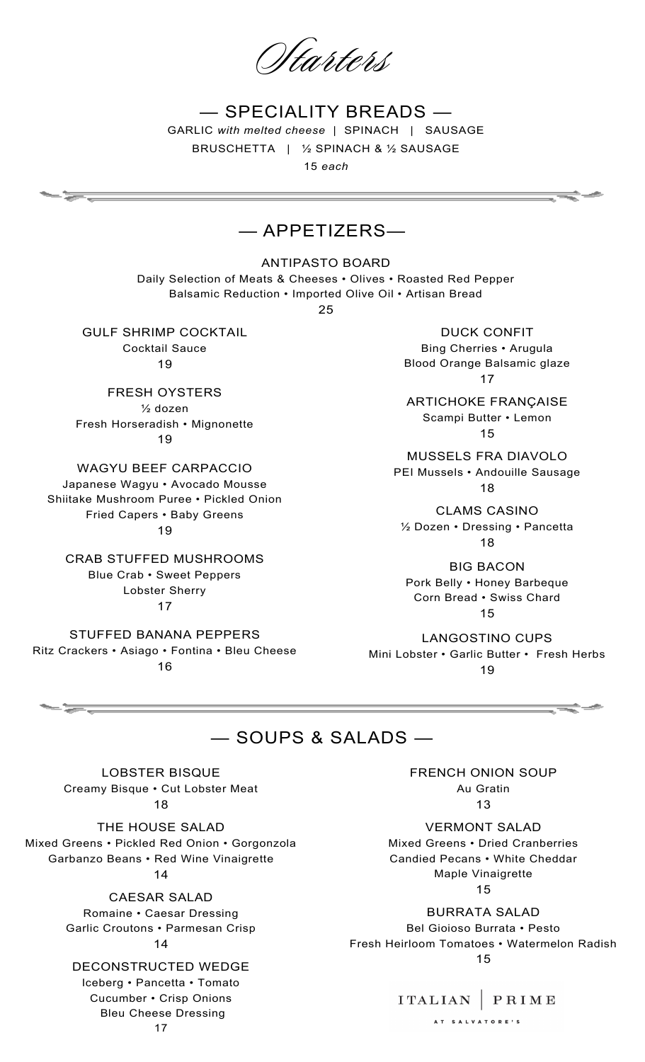# Starters

## — SPECIALITY BREADS —

GARLIC *with melted cheese* | SPINACH | SAUSAGE

BRUSCHETTA | ½ SPINACH & ½ SAUSAGE

15 *each*

## — APPETIZERS—

### ANTIPASTO BOARD

Daily Selection of Meats & Cheeses • Olives • Roasted Red Pepper
Balsamic Reduction • Imported Olive Oil • Artisan Bread

25

### GULF SHRIMP COCKTAIL

Cocktail Sauce

19

### FRESH OYSTERS

½ dozen
Fresh Horseradish • Mignonette

19

### WAGYU BEEF CARPACCIO

Japanese Wagyu • Avocado Mousse
Shiitake Mushroom Puree • Pickled Onion
Fried Capers • Baby Greens

19

### CRAB STUFFED MUSHROOMS

Blue Crab • Sweet Peppers
Lobster Sherry

17

### STUFFED BANANA PEPPERS

Ritz Crackers • Asiago • Fontina • Bleu Cheese

16

### DUCK CONFIT

Bing Cherries • Arugula
Blood Orange Balsamic glaze

17

### ARTICHOKE FRANÇAISE

Scampi Butter • Lemon

15

### MUSSELS FRA DIAVOLO

PEI Mussels • Andouille Sausage

18

### CLAMS CASINO

½ Dozen • Dressing • Pancetta

18

### BIG BACON

Pork Belly • Honey Barbeque
Corn Bread • Swiss Chard

15

### LANGOSTINO CUPS

Mini Lobster • Garlic Butter • Fresh Herbs

19

## — SOUPS & SALADS —

### LOBSTER BISQUE

Creamy Bisque • Cut Lobster Meat

18

### THE HOUSE SALAD

Mixed Greens • Pickled Red Onion • Gorgonzola
Garbanzo Beans • Red Wine Vinaigrette

14

### CAESAR SALAD

Romaine • Caesar Dressing
Garlic Croutons • Parmesan Crisp

14

### DECONSTRUCTED WEDGE

Iceberg • Pancetta • Tomato
Cucumber • Crisp Onions
Bleu Cheese Dressing

17

### FRENCH ONION SOUP

Au Gratin

13

### VERMONT SALAD

Mixed Greens • Dried Cranberries
Candied Pecans • White Cheddar
Maple Vinaigrette

15

### BURRATA SALAD

Bel Gioioso Burrata • Pesto
Fresh Heirloom Tomatoes • Watermelon Radish

15

ITALIAN | PRIME
AT SALVATORE'S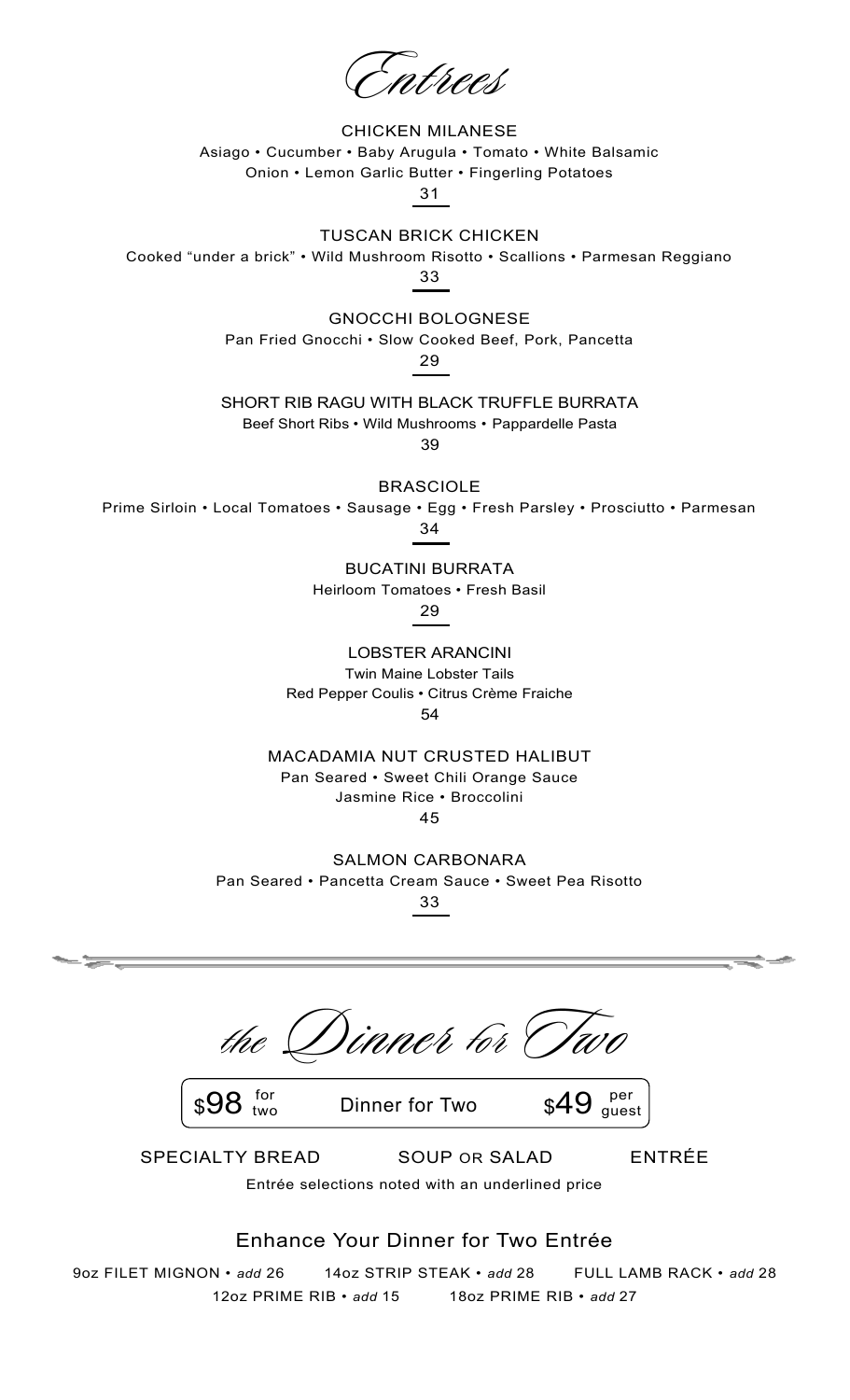# *Entrees*

CHICKEN MILANESE
Asiago • Cucumber • Baby Arugula • Tomato • White Balsamic
Onion • Lemon Garlic Butter • Fingerling Potatoes
31

TUSCAN BRICK CHICKEN
Cooked "under a brick" • Wild Mushroom Risotto • Scallions • Parmesan Reggiano
33

GNOCCHI BOLOGNESE
Pan Fried Gnocchi • Slow Cooked Beef, Pork, Pancetta
29

SHORT RIB RAGU WITH BLACK TRUFFLE BURRATA
Beef Short Ribs • Wild Mushrooms • Pappardelle Pasta
39

BRASCIOLE
Prime Sirloin • Local Tomatoes • Sausage • Egg • Fresh Parsley • Prosciutto • Parmesan
34

BUCATINI BURRATA
Heirloom Tomatoes • Fresh Basil
29

LOBSTER ARANCINI
Twin Maine Lobster Tails
Red Pepper Coulis • Citrus Crème Fraiche
54

MACADAMIA NUT CRUSTED HALIBUT
Pan Seared • Sweet Chili Orange Sauce
Jasmine Rice • Broccolini
45

SALMON CARBONARA
Pan Seared • Pancetta Cream Sauce • Sweet Pea Risotto
33

---

# *the Dinner for Two*

$98 for two — Dinner for Two — $49 per guest

SPECIALTY BREAD — SOUP OR SALAD — ENTRÉE

Entrée selections noted with an underlined price

## Enhance Your Dinner for Two Entrée

9oz FILET MIGNON • *add* 26 — 14oz STRIP STEAK • *add* 28 — FULL LAMB RACK • *add* 28
12oz PRIME RIB • *add* 15 — 18oz PRIME RIB • *add* 27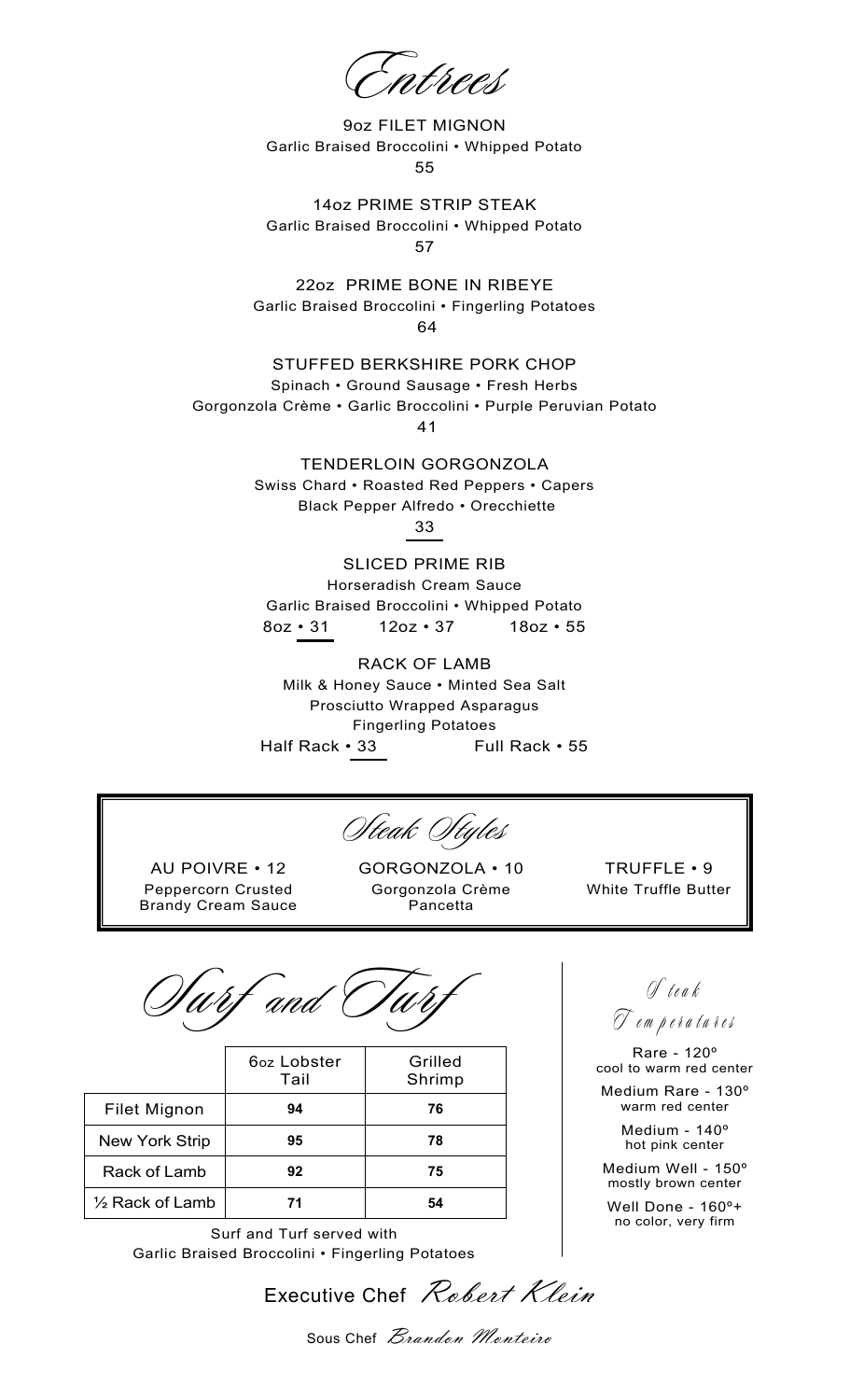# Entrees

9oz FILET MIGNON
Garlic Braised Broccolini • Whipped Potato
55

14oz PRIME STRIP STEAK
Garlic Braised Broccolini • Whipped Potato
57

22oz PRIME BONE IN RIBEYE
Garlic Braised Broccolini • Fingerling Potatoes
64

STUFFED BERKSHIRE PORK CHOP
Spinach • Ground Sausage • Fresh Herbs
Gorgonzola Crème • Garlic Broccolini • Purple Peruvian Potato
41

TENDERLOIN GORGONZOLA
Swiss Chard • Roasted Red Peppers • Capers
Black Pepper Alfredo • Orecchiette
33

SLICED PRIME RIB
Horseradish Cream Sauce
Garlic Braised Broccolini • Whipped Potato
8oz • 31 12oz • 37 18oz • 55

RACK OF LAMB
Milk & Honey Sauce • Minted Sea Salt
Prosciutto Wrapped Asparagus
Fingerling Potatoes
Half Rack • 33 Full Rack • 55

## Steak Styles

AU POIVRE • 12
Peppercorn Crusted
Brandy Cream Sauce

GORGONZOLA • 10
Gorgonzola Crème
Pancetta

TRUFFLE • 9
White Truffle Butter

## Surf and Turf

| | 6oz Lobster Tail | Grilled Shrimp |
|---|---|---|
| Filet Mignon | **94** | **76** |
| New York Strip | **95** | **78** |
| Rack of Lamb | **92** | **75** |
| ½ Rack of Lamb | **71** | **54** |

Surf and Turf served with
Garlic Braised Broccolini • Fingerling Potatoes

## Steak Temperatures

Rare - 120º
cool to warm red center

Medium Rare - 130º
warm red center

Medium - 140º
hot pink center

Medium Well - 150º
mostly brown center

Well Done - 160º+
no color, very firm

Executive Chef *Robert Klein*

Sous Chef *Brandon Monteiro*